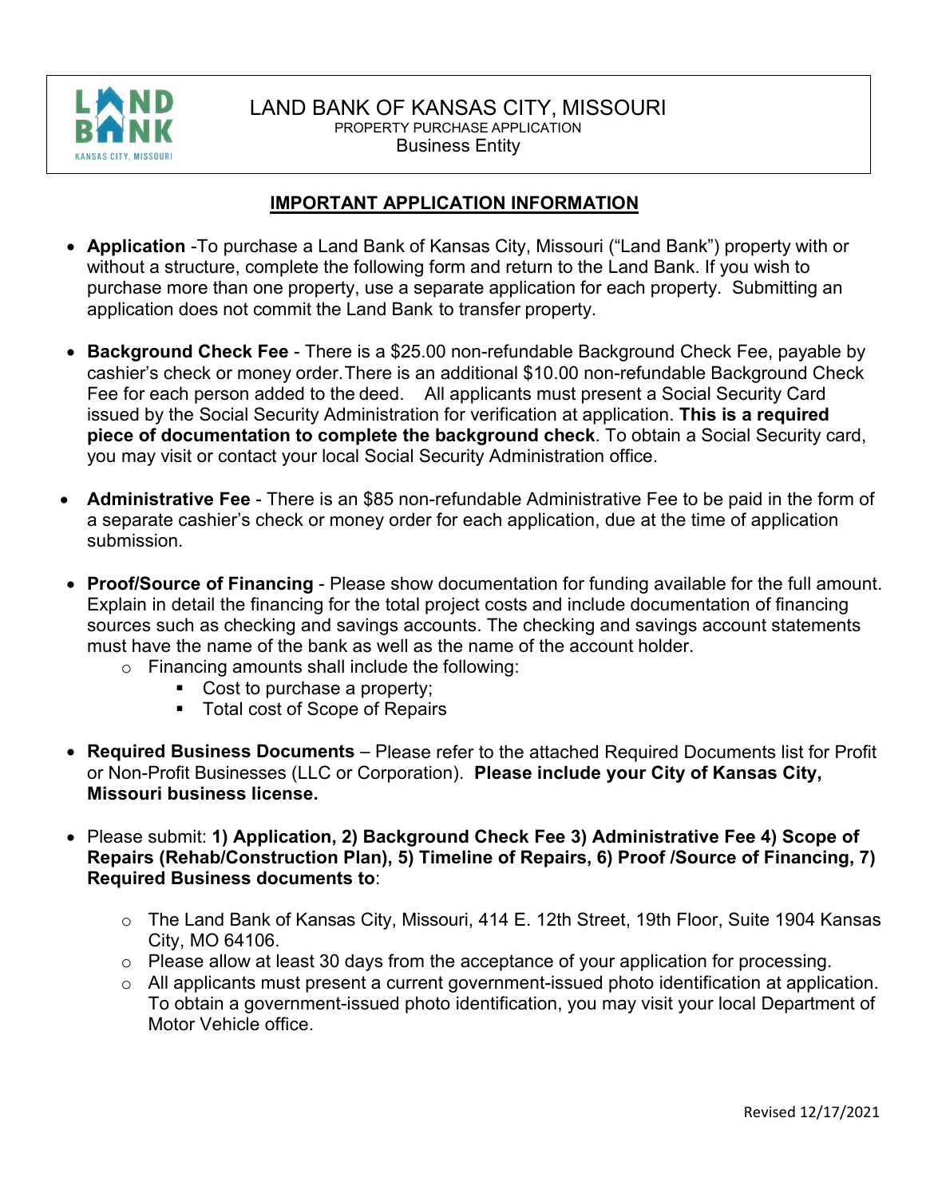# LAND BANK OF KANSAS CITY, MISSOURI

PROPERTY PURCHASE APPLICATION

Business Entity

## IMPORTANT APPLICATION INFORMATION

- **Application** -To purchase a Land Bank of Kansas City, Missouri ("Land Bank") property with or without a structure, complete the following form and return to the Land Bank. If you wish to purchase more than one property, use a separate application for each property. Submitting an application does not commit the Land Bank to transfer property.

- **Background Check Fee** - There is a $25.00 non-refundable Background Check Fee, payable by cashier's check or money order. There is an additional $10.00 non-refundable Background Check Fee for each person added to the deed. All applicants must present a Social Security Card issued by the Social Security Administration for verification at application. **This is a required piece of documentation to complete the background check**. To obtain a Social Security card, you may visit or contact your local Social Security Administration office.

- **Administrative Fee** - There is an $85 non-refundable Administrative Fee to be paid in the form of a separate cashier's check or money order for each application, due at the time of application submission.

- **Proof/Source of Financing** - Please show documentation for funding available for the full amount. Explain in detail the financing for the total project costs and include documentation of financing sources such as checking and savings accounts. The checking and savings account statements must have the name of the bank as well as the name of the account holder.
  - Financing amounts shall include the following:
    - Cost to purchase a property;
    - Total cost of Scope of Repairs

- **Required Business Documents** – Please refer to the attached Required Documents list for Profit or Non-Profit Businesses (LLC or Corporation). **Please include your City of Kansas City, Missouri business license.**

- Please submit: **1) Application, 2) Background Check Fee 3) Administrative Fee 4) Scope of Repairs (Rehab/Construction Plan), 5) Timeline of Repairs, 6) Proof /Source of Financing, 7) Required Business documents to**:
  - The Land Bank of Kansas City, Missouri, 414 E. 12th Street, 19th Floor, Suite 1904 Kansas City, MO 64106.
  - Please allow at least 30 days from the acceptance of your application for processing.
  - All applicants must present a current government-issued photo identification at application. To obtain a government-issued photo identification, you may visit your local Department of Motor Vehicle office.

Revised 12/17/2021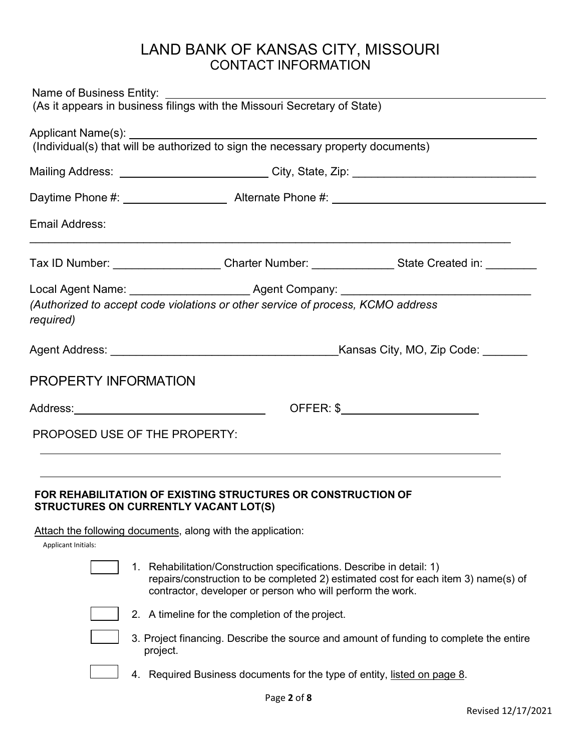# LAND BANK OF KANSAS CITY, MISSOURI

## CONTACT INFORMATION

Name of Business Entity: ______________________________________________
(As it appears in business filings with the Missouri Secretary of State)

Applicant Name(s): ______________________________________________
(Individual(s) that will be authorized to sign the necessary property documents)

Mailing Address: ________________________ City, State, Zip: ______________________________

Daytime Phone #: ________________ Alternate Phone #: ___________________________________

Email Address:
_____________________________________________________________________________

Tax ID Number: _________________ Charter Number: _____________ State Created in: ________

Local Agent Name: ___________________ Agent Company: ______________________________
*(Authorized to accept code violations or other service of process, KCMO address required)*

Agent Address: ____________________________________Kansas City, MO, Zip Code: _______

## PROPERTY INFORMATION

Address:______________________________ OFFER: $______________________

PROPOSED USE OF THE PROPERTY:

_____________________________________________________________________________

_____________________________________________________________________________

**FOR REHABILITATION OF EXISTING STRUCTURES OR CONSTRUCTION OF STRUCTURES ON CURRENTLY VACANT LOT(S)**

Attach the following documents, along with the application:

Applicant Initials:

- [ ] 1. Rehabilitation/Construction specifications. Describe in detail: 1) repairs/construction to be completed 2) estimated cost for each item 3) name(s) of contractor, developer or person who will perform the work.
- [ ] 2. A timeline for the completion of the project.
- [ ] 3. Project financing. Describe the source and amount of funding to complete the entire project.
- [ ] 4. Required Business documents for the type of entity, listed on page 8.

Revised 12/17/2021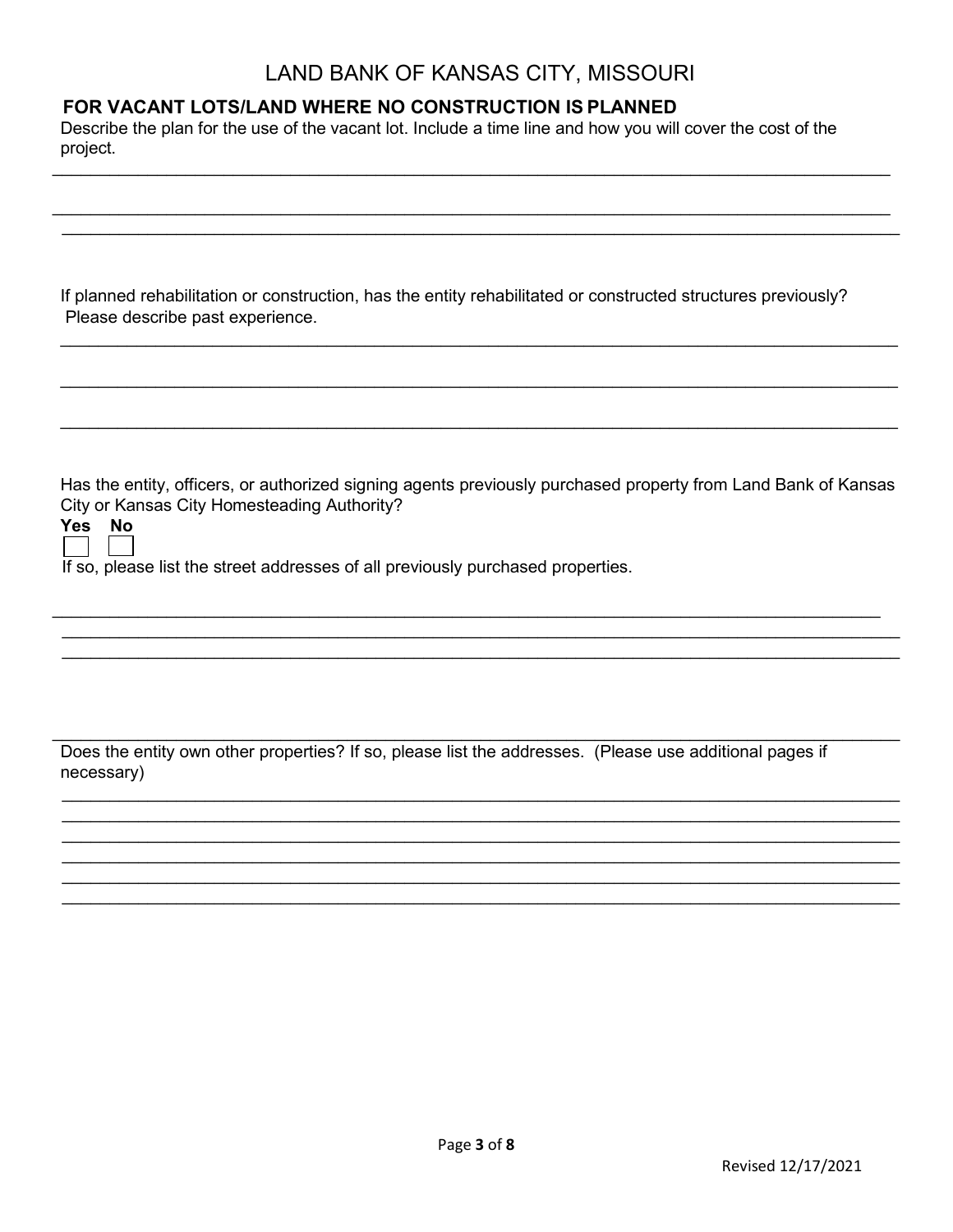# LAND BANK OF KANSAS CITY, MISSOURI

## FOR VACANT LOTS/LAND WHERE NO CONSTRUCTION IS PLANNED

Describe the plan for the use of the vacant lot. Include a time line and how you will cover the cost of the project.

\_\_\_\_\_\_\_\_\_\_\_\_\_\_\_\_\_\_\_\_\_\_\_\_\_\_\_\_\_\_\_\_\_\_\_\_\_\_\_\_\_\_\_\_\_\_\_\_\_\_\_\_\_\_\_\_\_\_\_\_\_\_\_\_\_\_\_\_\_\_\_\_\_\_\_\_\_\_

\_\_\_\_\_\_\_\_\_\_\_\_\_\_\_\_\_\_\_\_\_\_\_\_\_\_\_\_\_\_\_\_\_\_\_\_\_\_\_\_\_\_\_\_\_\_\_\_\_\_\_\_\_\_\_\_\_\_\_\_\_\_\_\_\_\_\_\_\_\_\_\_\_\_\_\_\_\_

\_\_\_\_\_\_\_\_\_\_\_\_\_\_\_\_\_\_\_\_\_\_\_\_\_\_\_\_\_\_\_\_\_\_\_\_\_\_\_\_\_\_\_\_\_\_\_\_\_\_\_\_\_\_\_\_\_\_\_\_\_\_\_\_\_\_\_\_\_\_\_\_\_\_\_\_\_\_

If planned rehabilitation or construction, has the entity rehabilitated or constructed structures previously? Please describe past experience.

\_\_\_\_\_\_\_\_\_\_\_\_\_\_\_\_\_\_\_\_\_\_\_\_\_\_\_\_\_\_\_\_\_\_\_\_\_\_\_\_\_\_\_\_\_\_\_\_\_\_\_\_\_\_\_\_\_\_\_\_\_\_\_\_\_\_\_\_\_\_\_\_\_\_\_\_\_\_

\_\_\_\_\_\_\_\_\_\_\_\_\_\_\_\_\_\_\_\_\_\_\_\_\_\_\_\_\_\_\_\_\_\_\_\_\_\_\_\_\_\_\_\_\_\_\_\_\_\_\_\_\_\_\_\_\_\_\_\_\_\_\_\_\_\_\_\_\_\_\_\_\_\_\_\_\_\_

\_\_\_\_\_\_\_\_\_\_\_\_\_\_\_\_\_\_\_\_\_\_\_\_\_\_\_\_\_\_\_\_\_\_\_\_\_\_\_\_\_\_\_\_\_\_\_\_\_\_\_\_\_\_\_\_\_\_\_\_\_\_\_\_\_\_\_\_\_\_\_\_\_\_\_\_\_\_

Has the entity, officers, or authorized signing agents previously purchased property from Land Bank of Kansas City or Kansas City Homesteading Authority?

**Yes** ☐ **No** ☐

If so, please list the street addresses of all previously purchased properties.

\_\_\_\_\_\_\_\_\_\_\_\_\_\_\_\_\_\_\_\_\_\_\_\_\_\_\_\_\_\_\_\_\_\_\_\_\_\_\_\_\_\_\_\_\_\_\_\_\_\_\_\_\_\_\_\_\_\_\_\_\_\_\_\_\_\_\_\_\_\_\_\_\_\_\_\_\_\_

\_\_\_\_\_\_\_\_\_\_\_\_\_\_\_\_\_\_\_\_\_\_\_\_\_\_\_\_\_\_\_\_\_\_\_\_\_\_\_\_\_\_\_\_\_\_\_\_\_\_\_\_\_\_\_\_\_\_\_\_\_\_\_\_\_\_\_\_\_\_\_\_\_\_\_\_\_\_

\_\_\_\_\_\_\_\_\_\_\_\_\_\_\_\_\_\_\_\_\_\_\_\_\_\_\_\_\_\_\_\_\_\_\_\_\_\_\_\_\_\_\_\_\_\_\_\_\_\_\_\_\_\_\_\_\_\_\_\_\_\_\_\_\_\_\_\_\_\_\_\_\_\_\_\_\_\_

\_\_\_\_\_\_\_\_\_\_\_\_\_\_\_\_\_\_\_\_\_\_\_\_\_\_\_\_\_\_\_\_\_\_\_\_\_\_\_\_\_\_\_\_\_\_\_\_\_\_\_\_\_\_\_\_\_\_\_\_\_\_\_\_\_\_\_\_\_\_\_\_\_\_\_\_\_\_

Does the entity own other properties? If so, please list the addresses. (Please use additional pages if necessary)

\_\_\_\_\_\_\_\_\_\_\_\_\_\_\_\_\_\_\_\_\_\_\_\_\_\_\_\_\_\_\_\_\_\_\_\_\_\_\_\_\_\_\_\_\_\_\_\_\_\_\_\_\_\_\_\_\_\_\_\_\_\_\_\_\_\_\_\_\_\_\_\_\_\_\_\_\_\_

\_\_\_\_\_\_\_\_\_\_\_\_\_\_\_\_\_\_\_\_\_\_\_\_\_\_\_\_\_\_\_\_\_\_\_\_\_\_\_\_\_\_\_\_\_\_\_\_\_\_\_\_\_\_\_\_\_\_\_\_\_\_\_\_\_\_\_\_\_\_\_\_\_\_\_\_\_\_

\_\_\_\_\_\_\_\_\_\_\_\_\_\_\_\_\_\_\_\_\_\_\_\_\_\_\_\_\_\_\_\_\_\_\_\_\_\_\_\_\_\_\_\_\_\_\_\_\_\_\_\_\_\_\_\_\_\_\_\_\_\_\_\_\_\_\_\_\_\_\_\_\_\_\_\_\_\_

\_\_\_\_\_\_\_\_\_\_\_\_\_\_\_\_\_\_\_\_\_\_\_\_\_\_\_\_\_\_\_\_\_\_\_\_\_\_\_\_\_\_\_\_\_\_\_\_\_\_\_\_\_\_\_\_\_\_\_\_\_\_\_\_\_\_\_\_\_\_\_\_\_\_\_\_\_\_

\_\_\_\_\_\_\_\_\_\_\_\_\_\_\_\_\_\_\_\_\_\_\_\_\_\_\_\_\_\_\_\_\_\_\_\_\_\_\_\_\_\_\_\_\_\_\_\_\_\_\_\_\_\_\_\_\_\_\_\_\_\_\_\_\_\_\_\_\_\_\_\_\_\_\_\_\_\_

\_\_\_\_\_\_\_\_\_\_\_\_\_\_\_\_\_\_\_\_\_\_\_\_\_\_\_\_\_\_\_\_\_\_\_\_\_\_\_\_\_\_\_\_\_\_\_\_\_\_\_\_\_\_\_\_\_\_\_\_\_\_\_\_\_\_\_\_\_\_\_\_\_\_\_\_\_\_

Revised 12/17/2021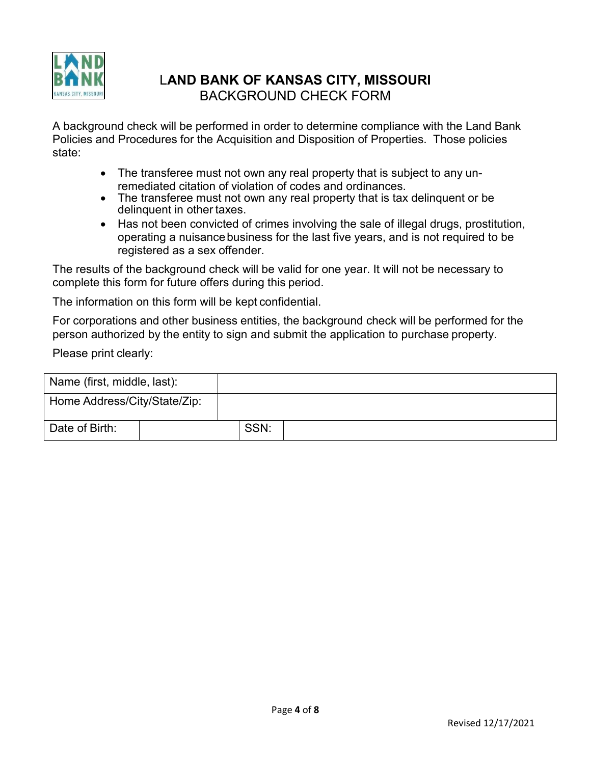# LAND BANK OF KANSAS CITY, MISSOURI

## BACKGROUND CHECK FORM

A background check will be performed in order to determine compliance with the Land Bank Policies and Procedures for the Acquisition and Disposition of Properties. Those policies state:

- The transferee must not own any real property that is subject to any un-remediated citation of violation of codes and ordinances.
- The transferee must not own any real property that is tax delinquent or be delinquent in other taxes.
- Has not been convicted of crimes involving the sale of illegal drugs, prostitution, operating a nuisance business for the last five years, and is not required to be registered as a sex offender.

The results of the background check will be valid for one year. It will not be necessary to complete this form for future offers during this period.

The information on this form will be kept confidential.

For corporations and other business entities, the background check will be performed for the person authorized by the entity to sign and submit the application to purchase property.

Please print clearly:

| Name (first, middle, last): | | | |
|---|---|---|---|
| Home Address/City/State/Zip: | | | |
| Date of Birth: | | SSN: | |

Revised 12/17/2021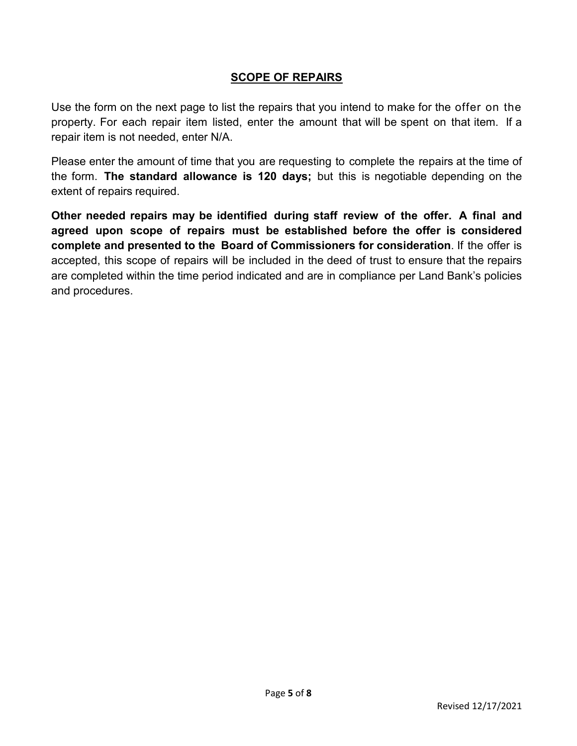## SCOPE OF REPAIRS

Use the form on the next page to list the repairs that you intend to make for the offer on the property. For each repair item listed, enter the amount that will be spent on that item. If a repair item is not needed, enter N/A.

Please enter the amount of time that you are requesting to complete the repairs at the time of the form. **The standard allowance is 120 days;** but this is negotiable depending on the extent of repairs required.

**Other needed repairs may be identified during staff review of the offer. A final and agreed upon scope of repairs must be established before the offer is considered complete and presented to the Board of Commissioners for consideration**. If the offer is accepted, this scope of repairs will be included in the deed of trust to ensure that the repairs are completed within the time period indicated and are in compliance per Land Bank's policies and procedures.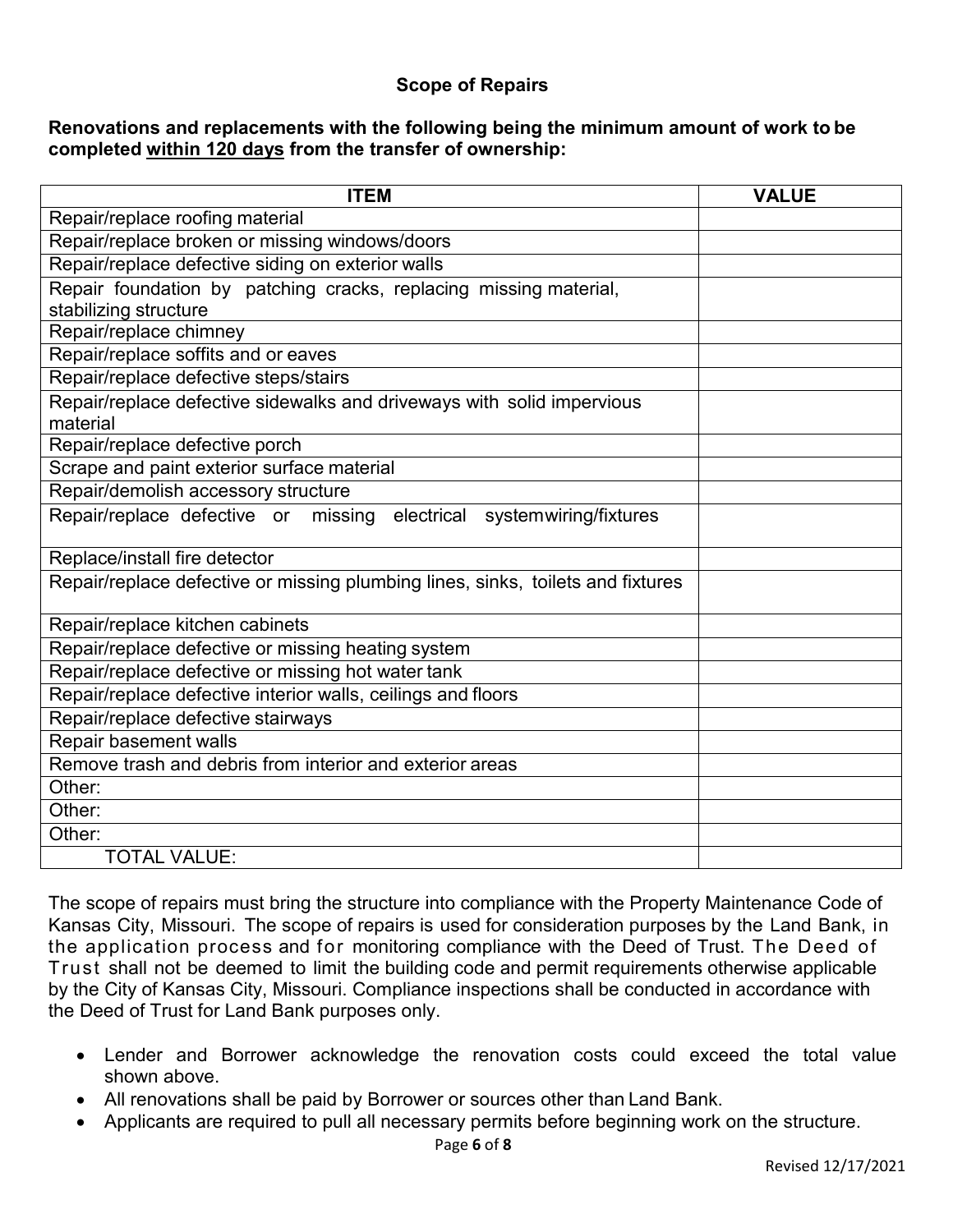## Scope of Repairs

**Renovations and replacements with the following being the minimum amount of work to be completed <u>within 120 days</u> from the transfer of ownership:**

| ITEM | VALUE |
|---|---|
| Repair/replace roofing material | |
| Repair/replace broken or missing windows/doors | |
| Repair/replace defective siding on exterior walls | |
| Repair foundation by patching cracks, replacing missing material, stabilizing structure | |
| Repair/replace chimney | |
| Repair/replace soffits and or eaves | |
| Repair/replace defective steps/stairs | |
| Repair/replace defective sidewalks and driveways with solid impervious material | |
| Repair/replace defective porch | |
| Scrape and paint exterior surface material | |
| Repair/demolish accessory structure | |
| Repair/replace defective or missing electrical systemwiring/fixtures | |
| Replace/install fire detector | |
| Repair/replace defective or missing plumbing lines, sinks, toilets and fixtures | |
| Repair/replace kitchen cabinets | |
| Repair/replace defective or missing heating system | |
| Repair/replace defective or missing hot water tank | |
| Repair/replace defective interior walls, ceilings and floors | |
| Repair/replace defective stairways | |
| Repair basement walls | |
| Remove trash and debris from interior and exterior areas | |
| Other: | |
| Other: | |
| Other: | |
| TOTAL VALUE: | |

The scope of repairs must bring the structure into compliance with the Property Maintenance Code of Kansas City, Missouri. The scope of repairs is used for consideration purposes by the Land Bank, in the application process and for monitoring compliance with the Deed of Trust. The Deed of Trust shall not be deemed to limit the building code and permit requirements otherwise applicable by the City of Kansas City, Missouri. Compliance inspections shall be conducted in accordance with the Deed of Trust for Land Bank purposes only.

- Lender and Borrower acknowledge the renovation costs could exceed the total value shown above.
- All renovations shall be paid by Borrower or sources other than Land Bank.
- Applicants are required to pull all necessary permits before beginning work on the structure.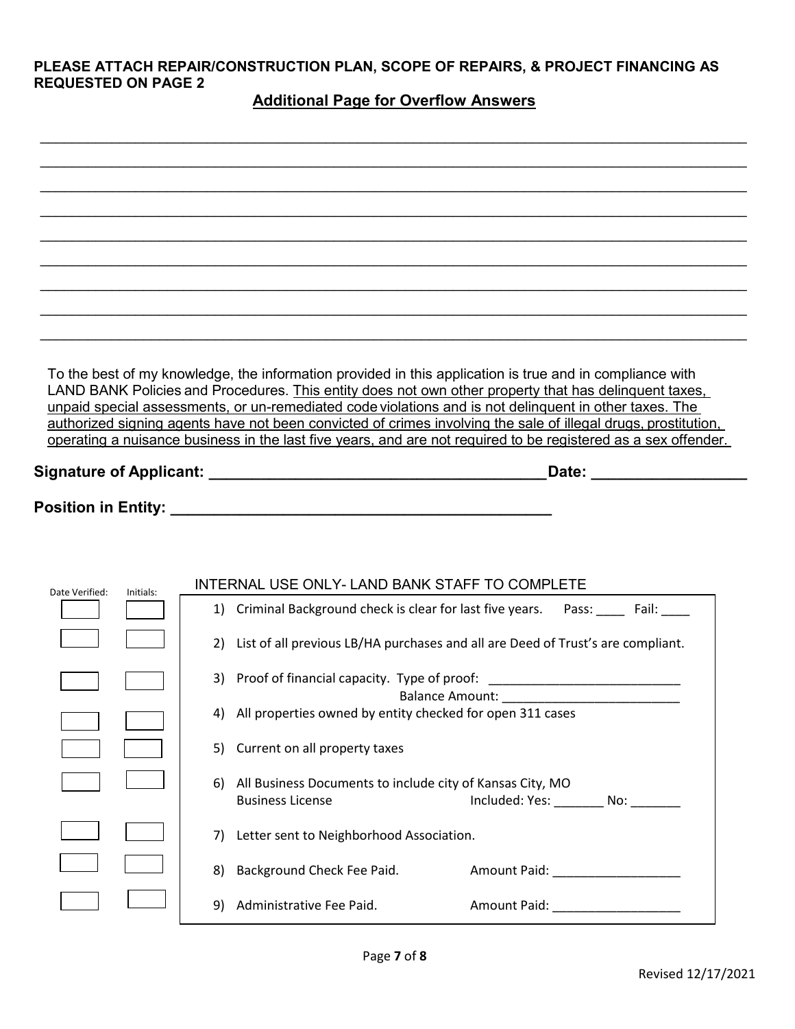**PLEASE ATTACH REPAIR/CONSTRUCTION PLAN, SCOPE OF REPAIRS, & PROJECT FINANCING AS REQUESTED ON PAGE 2**

## Additional Page for Overflow Answers

\_\_\_\_\_\_\_\_\_\_\_\_\_\_\_\_\_\_\_\_\_\_\_\_\_\_\_\_\_\_\_\_\_\_\_\_\_\_\_\_\_\_\_\_\_\_\_\_\_\_\_\_\_\_\_\_\_\_\_\_\_\_\_\_\_\_\_\_\_\_\_\_\_\_\_\_\_\_

\_\_\_\_\_\_\_\_\_\_\_\_\_\_\_\_\_\_\_\_\_\_\_\_\_\_\_\_\_\_\_\_\_\_\_\_\_\_\_\_\_\_\_\_\_\_\_\_\_\_\_\_\_\_\_\_\_\_\_\_\_\_\_\_\_\_\_\_\_\_\_\_\_\_\_\_\_\_

\_\_\_\_\_\_\_\_\_\_\_\_\_\_\_\_\_\_\_\_\_\_\_\_\_\_\_\_\_\_\_\_\_\_\_\_\_\_\_\_\_\_\_\_\_\_\_\_\_\_\_\_\_\_\_\_\_\_\_\_\_\_\_\_\_\_\_\_\_\_\_\_\_\_\_\_\_\_

\_\_\_\_\_\_\_\_\_\_\_\_\_\_\_\_\_\_\_\_\_\_\_\_\_\_\_\_\_\_\_\_\_\_\_\_\_\_\_\_\_\_\_\_\_\_\_\_\_\_\_\_\_\_\_\_\_\_\_\_\_\_\_\_\_\_\_\_\_\_\_\_\_\_\_\_\_\_

\_\_\_\_\_\_\_\_\_\_\_\_\_\_\_\_\_\_\_\_\_\_\_\_\_\_\_\_\_\_\_\_\_\_\_\_\_\_\_\_\_\_\_\_\_\_\_\_\_\_\_\_\_\_\_\_\_\_\_\_\_\_\_\_\_\_\_\_\_\_\_\_\_\_\_\_\_\_

\_\_\_\_\_\_\_\_\_\_\_\_\_\_\_\_\_\_\_\_\_\_\_\_\_\_\_\_\_\_\_\_\_\_\_\_\_\_\_\_\_\_\_\_\_\_\_\_\_\_\_\_\_\_\_\_\_\_\_\_\_\_\_\_\_\_\_\_\_\_\_\_\_\_\_\_\_\_

\_\_\_\_\_\_\_\_\_\_\_\_\_\_\_\_\_\_\_\_\_\_\_\_\_\_\_\_\_\_\_\_\_\_\_\_\_\_\_\_\_\_\_\_\_\_\_\_\_\_\_\_\_\_\_\_\_\_\_\_\_\_\_\_\_\_\_\_\_\_\_\_\_\_\_\_\_\_

\_\_\_\_\_\_\_\_\_\_\_\_\_\_\_\_\_\_\_\_\_\_\_\_\_\_\_\_\_\_\_\_\_\_\_\_\_\_\_\_\_\_\_\_\_\_\_\_\_\_\_\_\_\_\_\_\_\_\_\_\_\_\_\_\_\_\_\_\_\_\_\_\_\_\_\_\_\_

\_\_\_\_\_\_\_\_\_\_\_\_\_\_\_\_\_\_\_\_\_\_\_\_\_\_\_\_\_\_\_\_\_\_\_\_\_\_\_\_\_\_\_\_\_\_\_\_\_\_\_\_\_\_\_\_\_\_\_\_\_\_\_\_\_\_\_\_\_\_\_\_\_\_\_\_\_\_

To the best of my knowledge, the information provided in this application is true and in compliance with LAND BANK Policies and Procedures. <u>This entity does not own other property that has delinquent taxes, unpaid special assessments, or un-remediated code violations and is not delinquent in other taxes. The authorized signing agents have not been convicted of crimes involving the sale of illegal drugs, prostitution, operating a nuisance business in the last five years, and are not required to be registered as a sex offender.</u>

**Signature of Applicant: \_\_\_\_\_\_\_\_\_\_\_\_\_\_\_\_\_\_\_\_\_\_\_\_\_\_\_\_\_\_\_\_\_\_\_\_\_\_\_\_ Date: \_\_\_\_\_\_\_\_\_\_\_\_\_\_\_\_\_\_**

**Position in Entity: \_\_\_\_\_\_\_\_\_\_\_\_\_\_\_\_\_\_\_\_\_\_\_\_\_\_\_\_\_\_\_\_\_\_\_\_\_\_\_\_\_\_\_\_\_\_**

INTERNAL USE ONLY- LAND BANK STAFF TO COMPLETE

| Date Verified: | Initials: | Item |
|---|---|---|
| | | 1) Criminal Background check is clear for last five years. Pass: \_\_\_\_ Fail: \_\_\_\_ |
| | | 2) List of all previous LB/HA purchases and all are Deed of Trust's are compliant. |
| | | 3) Proof of financial capacity. Type of proof: \_\_\_\_\_\_\_\_\_\_\_\_\_\_\_\_\_\_\_\_\_\_\_\_\_\_\_ Balance Amount: \_\_\_\_\_\_\_\_\_\_\_\_\_\_\_\_\_\_\_\_\_\_\_\_\_\_\_ |
| | | 4) All properties owned by entity checked for open 311 cases |
| | | 5) Current on all property taxes |
| | | 6) All Business Documents to include city of Kansas City, MO Business License Included: Yes: \_\_\_\_\_\_\_ No: \_\_\_\_\_\_\_ |
| | | 7) Letter sent to Neighborhood Association. |
| | | 8) Background Check Fee Paid. Amount Paid: \_\_\_\_\_\_\_\_\_\_\_\_\_\_\_\_\_\_ |
| | | 9) Administrative Fee Paid. Amount Paid: \_\_\_\_\_\_\_\_\_\_\_\_\_\_\_\_\_\_ |

Revised 12/17/2021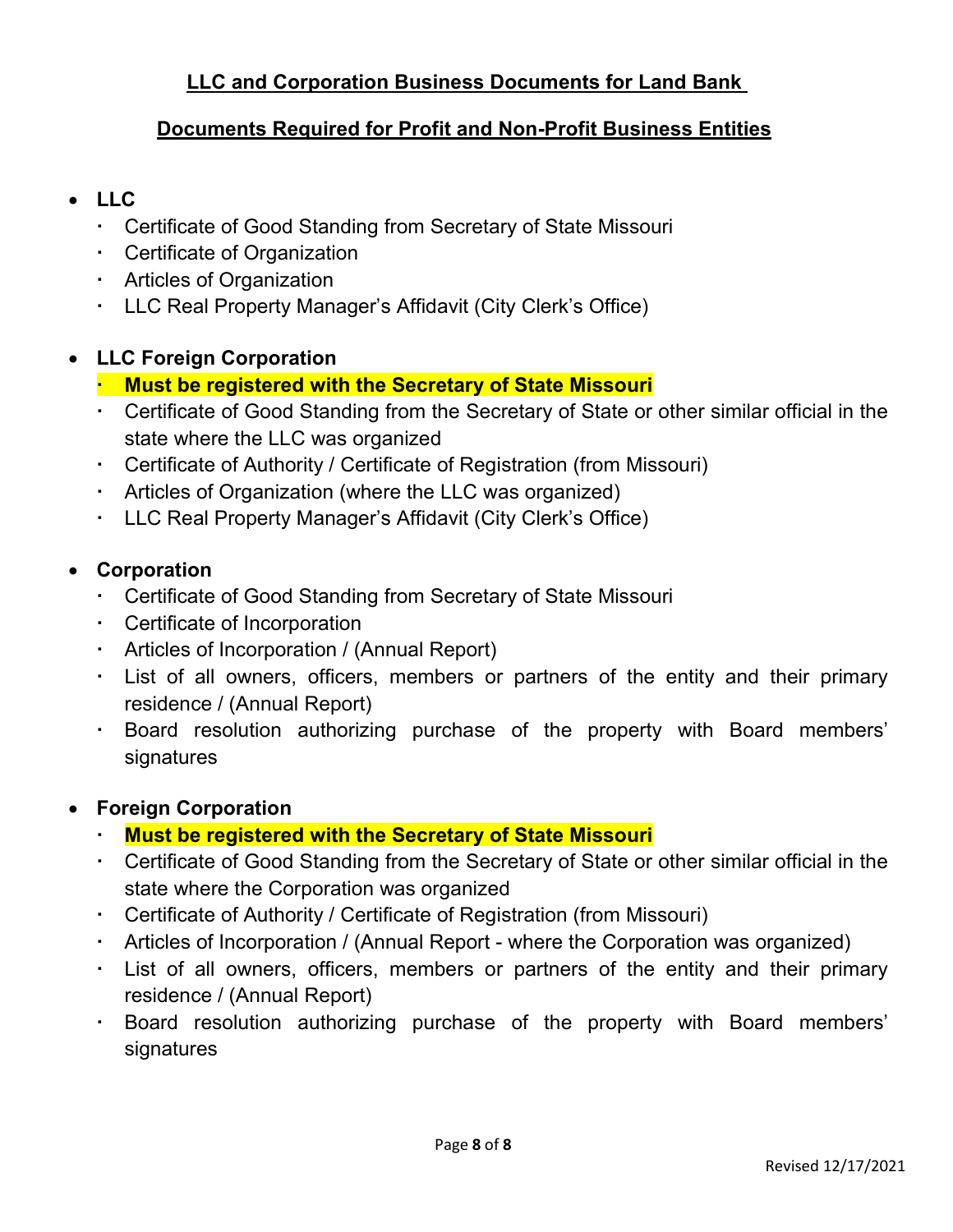**LLC and Corporation Business Documents for Land Bank**

**Documents Required for Profit and Non-Profit Business Entities**

- **LLC**
  - Certificate of Good Standing from Secretary of State Missouri
  - Certificate of Organization
  - Articles of Organization
  - LLC Real Property Manager's Affidavit (City Clerk's Office)

- **LLC Foreign Corporation**
  - **Must be registered with the Secretary of State Missouri**
  - Certificate of Good Standing from the Secretary of State or other similar official in the state where the LLC was organized
  - Certificate of Authority / Certificate of Registration (from Missouri)
  - Articles of Organization (where the LLC was organized)
  - LLC Real Property Manager's Affidavit (City Clerk's Office)

- **Corporation**
  - Certificate of Good Standing from Secretary of State Missouri
  - Certificate of Incorporation
  - Articles of Incorporation / (Annual Report)
  - List of all owners, officers, members or partners of the entity and their primary residence / (Annual Report)
  - Board resolution authorizing purchase of the property with Board members' signatures

- **Foreign Corporation**
  - **Must be registered with the Secretary of State Missouri**
  - Certificate of Good Standing from the Secretary of State or other similar official in the state where the Corporation was organized
  - Certificate of Authority / Certificate of Registration (from Missouri)
  - Articles of Incorporation / (Annual Report - where the Corporation was organized)
  - List of all owners, officers, members or partners of the entity and their primary residence / (Annual Report)
  - Board resolution authorizing purchase of the property with Board members' signatures

Revised 12/17/2021